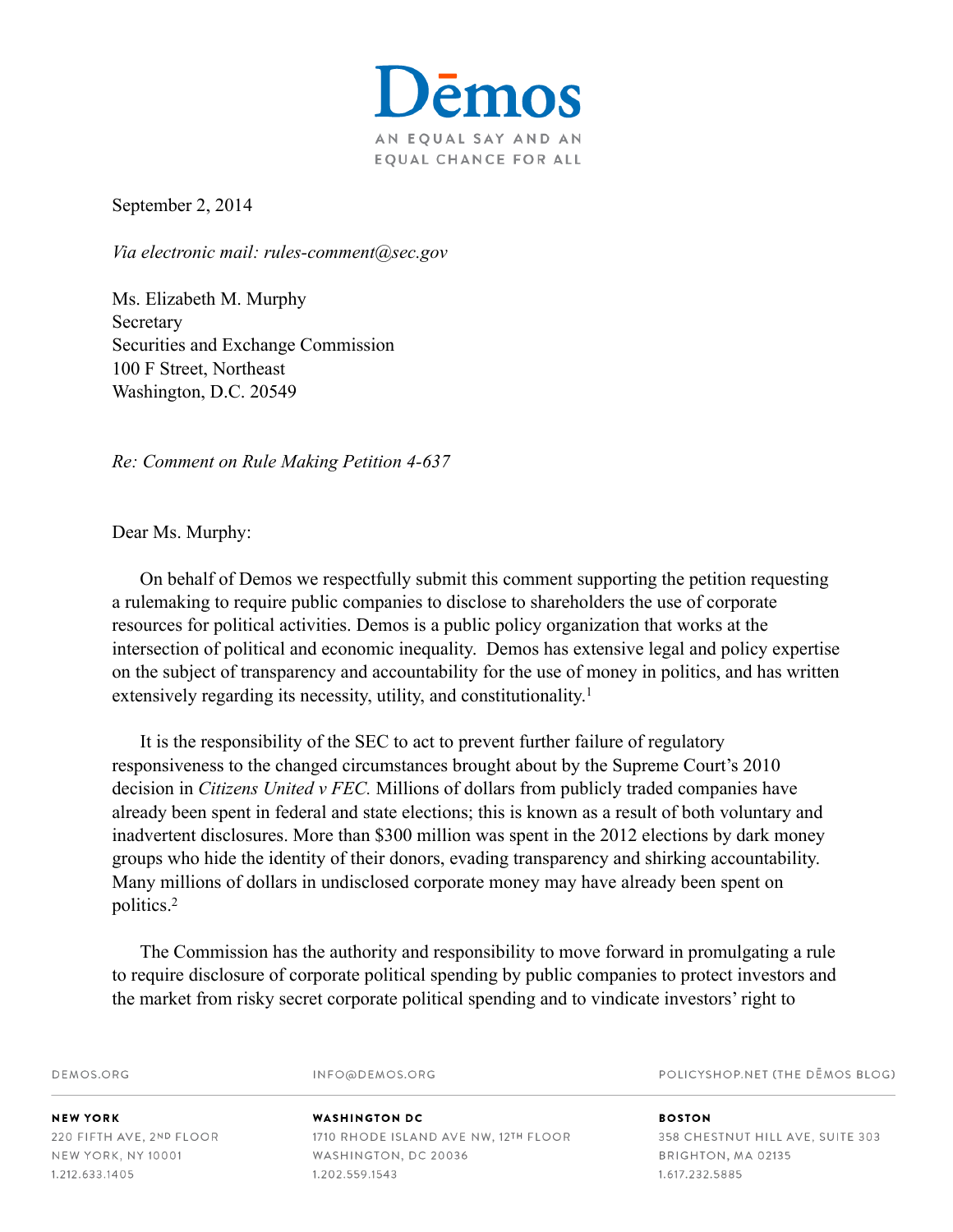Dēmos

AN EQUAL SAY AND AN EQUAL CHANCE FOR ALL

September 2, 2014

*Via electronic mail: rules-comment@sec.gov*

Ms. Elizabeth M. Murphy
Secretary
Securities and Exchange Commission
100 F Street, Northeast
Washington, D.C. 20549

*Re: Comment on Rule Making Petition 4-637*

Dear Ms. Murphy:

On behalf of Demos we respectfully submit this comment supporting the petition requesting a rulemaking to require public companies to disclose to shareholders the use of corporate resources for political activities. Demos is a public policy organization that works at the intersection of political and economic inequality. Demos has extensive legal and policy expertise on the subject of transparency and accountability for the use of money in politics, and has written extensively regarding its necessity, utility, and constitutionality.[1]

It is the responsibility of the SEC to act to prevent further failure of regulatory responsiveness to the changed circumstances brought about by the Supreme Court's 2010 decision in *Citizens United v FEC.* Millions of dollars from publicly traded companies have already been spent in federal and state elections; this is known as a result of both voluntary and inadvertent disclosures. More than $300 million was spent in the 2012 elections by dark money groups who hide the identity of their donors, evading transparency and shirking accountability. Many millions of dollars in undisclosed corporate money may have already been spent on politics.[2]

The Commission has the authority and responsibility to move forward in promulgating a rule to require disclosure of corporate political spending by public companies to protect investors and the market from risky secret corporate political spending and to vindicate investors' right to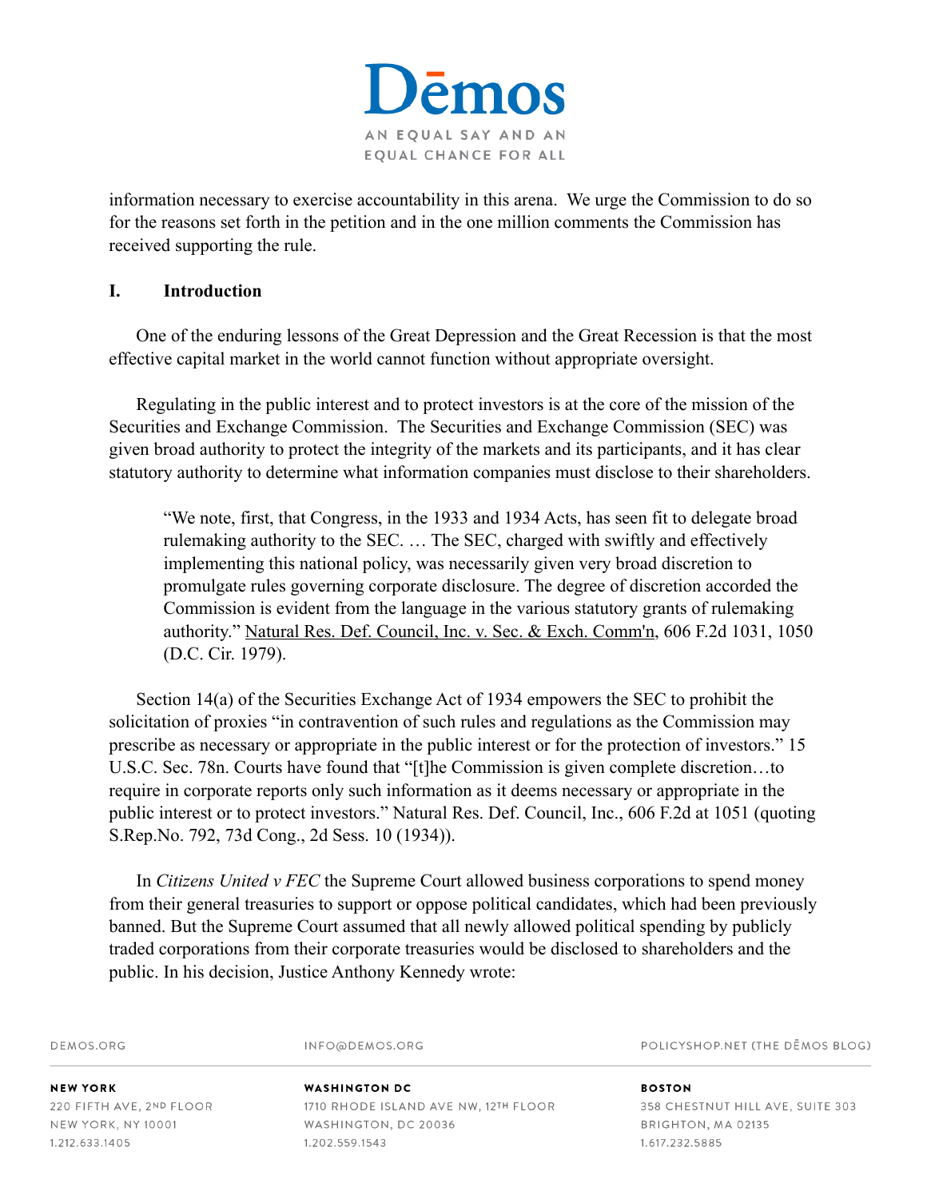information necessary to exercise accountability in this arena. We urge the Commission to do so for the reasons set forth in the petition and in the one million comments the Commission has received supporting the rule.

## I. Introduction

One of the enduring lessons of the Great Depression and the Great Recession is that the most effective capital market in the world cannot function without appropriate oversight.

Regulating in the public interest and to protect investors is at the core of the mission of the Securities and Exchange Commission. The Securities and Exchange Commission (SEC) was given broad authority to protect the integrity of the markets and its participants, and it has clear statutory authority to determine what information companies must disclose to their shareholders.

> "We note, first, that Congress, in the 1933 and 1934 Acts, has seen fit to delegate broad rulemaking authority to the SEC. … The SEC, charged with swiftly and effectively implementing this national policy, was necessarily given very broad discretion to promulgate rules governing corporate disclosure. The degree of discretion accorded the Commission is evident from the language in the various statutory grants of rulemaking authority." Natural Res. Def. Council, Inc. v. Sec. & Exch. Comm'n, 606 F.2d 1031, 1050 (D.C. Cir. 1979).

Section 14(a) of the Securities Exchange Act of 1934 empowers the SEC to prohibit the solicitation of proxies "in contravention of such rules and regulations as the Commission may prescribe as necessary or appropriate in the public interest or for the protection of investors." 15 U.S.C. Sec. 78n. Courts have found that "[t]he Commission is given complete discretion…to require in corporate reports only such information as it deems necessary or appropriate in the public interest or to protect investors." Natural Res. Def. Council, Inc., 606 F.2d at 1051 (quoting S.Rep.No. 792, 73d Cong., 2d Sess. 10 (1934)).

In *Citizens United v FEC* the Supreme Court allowed business corporations to spend money from their general treasuries to support or oppose political candidates, which had been previously banned. But the Supreme Court assumed that all newly allowed political spending by publicly traded corporations from their corporate treasuries would be disclosed to shareholders and the public. In his decision, Justice Anthony Kennedy wrote: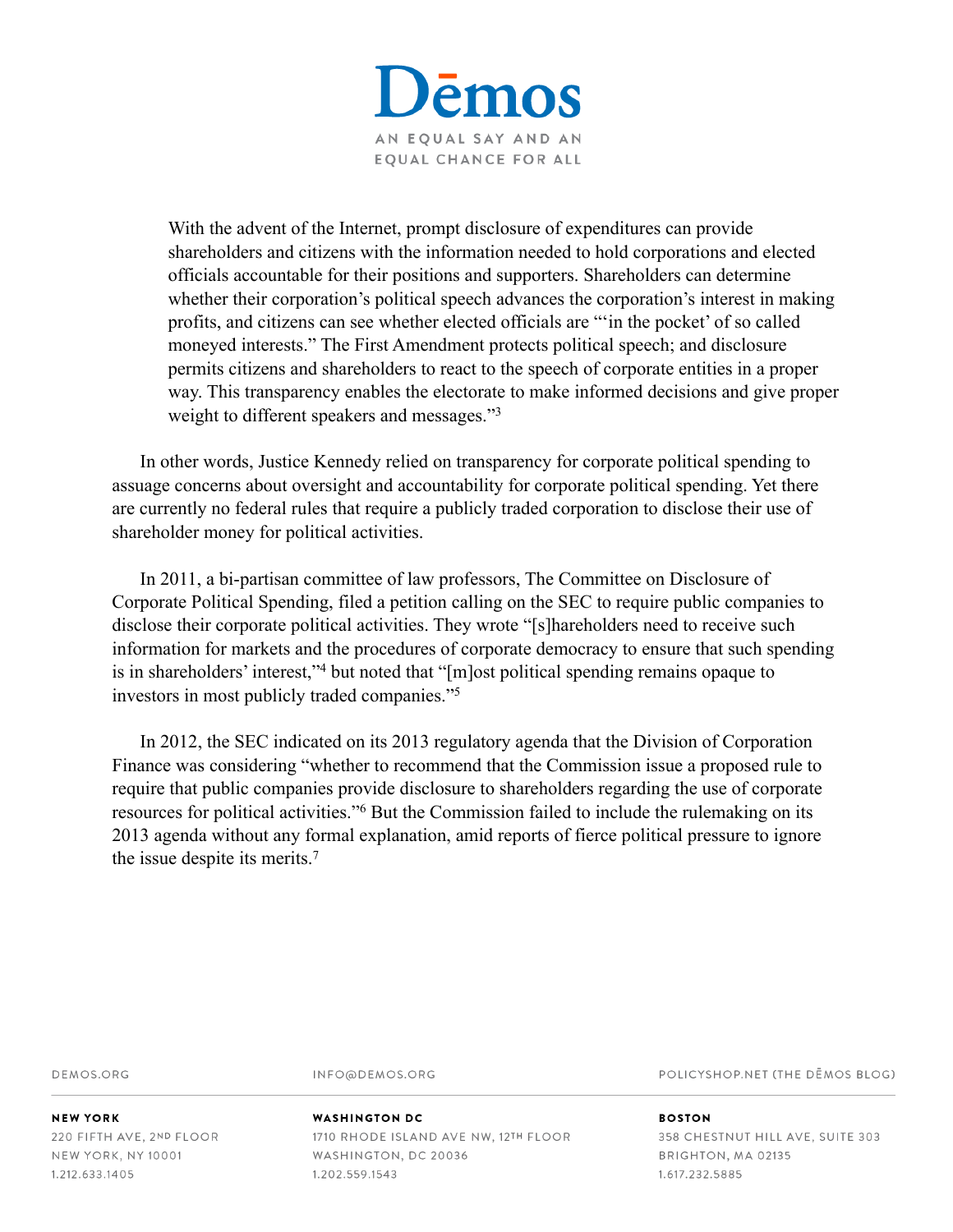> With the advent of the Internet, prompt disclosure of expenditures can provide shareholders and citizens with the information needed to hold corporations and elected officials accountable for their positions and supporters. Shareholders can determine whether their corporation's political speech advances the corporation's interest in making profits, and citizens can see whether elected officials are "'in the pocket' of so called moneyed interests." The First Amendment protects political speech; and disclosure permits citizens and shareholders to react to the speech of corporate entities in a proper way. This transparency enables the electorate to make informed decisions and give proper weight to different speakers and messages."[3]

In other words, Justice Kennedy relied on transparency for corporate political spending to assuage concerns about oversight and accountability for corporate political spending. Yet there are currently no federal rules that require a publicly traded corporation to disclose their use of shareholder money for political activities.

In 2011, a bi-partisan committee of law professors, The Committee on Disclosure of Corporate Political Spending, filed a petition calling on the SEC to require public companies to disclose their corporate political activities. They wrote "[s]hareholders need to receive such information for markets and the procedures of corporate democracy to ensure that such spending is in shareholders' interest,"[4] but noted that "[m]ost political spending remains opaque to investors in most publicly traded companies."[5]

In 2012, the SEC indicated on its 2013 regulatory agenda that the Division of Corporation Finance was considering "whether to recommend that the Commission issue a proposed rule to require that public companies provide disclosure to shareholders regarding the use of corporate resources for political activities."[6] But the Commission failed to include the rulemaking on its 2013 agenda without any formal explanation, amid reports of fierce political pressure to ignore the issue despite its merits.[7]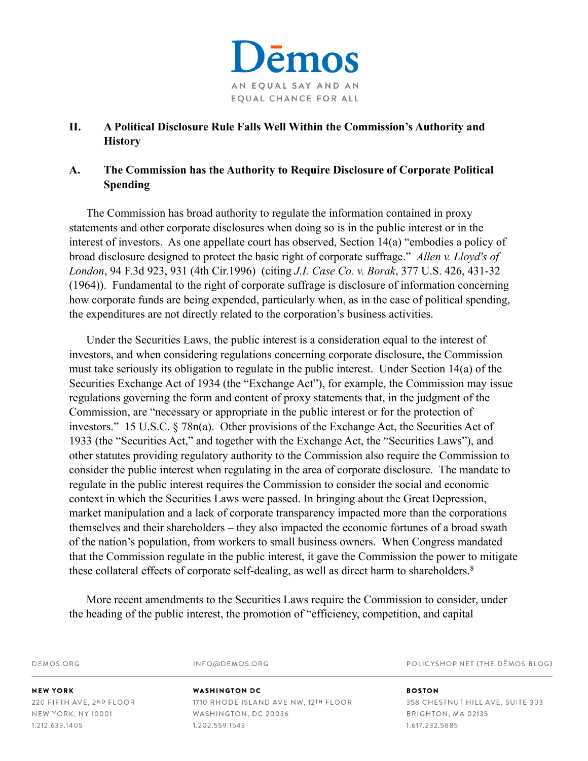## II. A Political Disclosure Rule Falls Well Within the Commission's Authority and History

### A. The Commission has the Authority to Require Disclosure of Corporate Political Spending

The Commission has broad authority to regulate the information contained in proxy statements and other corporate disclosures when doing so is in the public interest or in the interest of investors. As one appellate court has observed, Section 14(a) "embodies a policy of broad disclosure designed to protect the basic right of corporate suffrage." *Allen v. Lloyd's of London*, 94 F.3d 923, 931 (4th Cir.1996) (citing *J.I. Case Co. v. Borak*, 377 U.S. 426, 431-32 (1964)). Fundamental to the right of corporate suffrage is disclosure of information concerning how corporate funds are being expended, particularly when, as in the case of political spending, the expenditures are not directly related to the corporation's business activities.

Under the Securities Laws, the public interest is a consideration equal to the interest of investors, and when considering regulations concerning corporate disclosure, the Commission must take seriously its obligation to regulate in the public interest. Under Section 14(a) of the Securities Exchange Act of 1934 (the "Exchange Act"), for example, the Commission may issue regulations governing the form and content of proxy statements that, in the judgment of the Commission, are "necessary or appropriate in the public interest or for the protection of investors." 15 U.S.C. § 78n(a). Other provisions of the Exchange Act, the Securities Act of 1933 (the "Securities Act," and together with the Exchange Act, the "Securities Laws"), and other statutes providing regulatory authority to the Commission also require the Commission to consider the public interest when regulating in the area of corporate disclosure. The mandate to regulate in the public interest requires the Commission to consider the social and economic context in which the Securities Laws were passed. In bringing about the Great Depression, market manipulation and a lack of corporate transparency impacted more than the corporations themselves and their shareholders – they also impacted the economic fortunes of a broad swath of the nation's population, from workers to small business owners. When Congress mandated that the Commission regulate in the public interest, it gave the Commission the power to mitigate these collateral effects of corporate self-dealing, as well as direct harm to shareholders.[8]

More recent amendments to the Securities Laws require the Commission to consider, under the heading of the public interest, the promotion of "efficiency, competition, and capital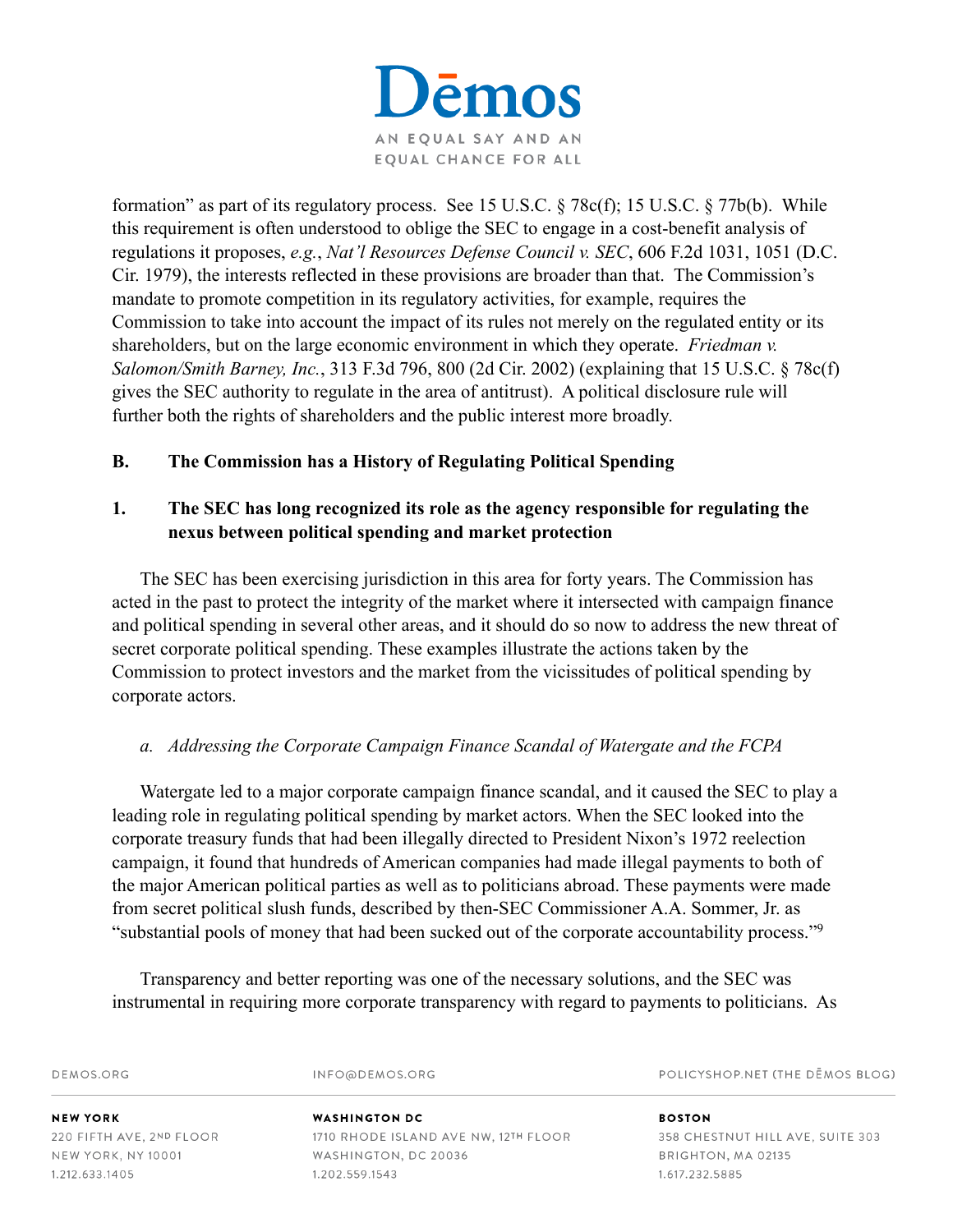formation" as part of its regulatory process. See 15 U.S.C. § 78c(f); 15 U.S.C. § 77b(b). While this requirement is often understood to oblige the SEC to engage in a cost-benefit analysis of regulations it proposes, *e.g.*, *Nat'l Resources Defense Council v. SEC*, 606 F.2d 1031, 1051 (D.C. Cir. 1979), the interests reflected in these provisions are broader than that. The Commission's mandate to promote competition in its regulatory activities, for example, requires the Commission to take into account the impact of its rules not merely on the regulated entity or its shareholders, but on the large economic environment in which they operate. *Friedman v. Salomon/Smith Barney, Inc.*, 313 F.3d 796, 800 (2d Cir. 2002) (explaining that 15 U.S.C. § 78c(f) gives the SEC authority to regulate in the area of antitrust). A political disclosure rule will further both the rights of shareholders and the public interest more broadly.

**B. The Commission has a History of Regulating Political Spending**

**1. The SEC has long recognized its role as the agency responsible for regulating the nexus between political spending and market protection**

The SEC has been exercising jurisdiction in this area for forty years. The Commission has acted in the past to protect the integrity of the market where it intersected with campaign finance and political spending in several other areas, and it should do so now to address the new threat of secret corporate political spending. These examples illustrate the actions taken by the Commission to protect investors and the market from the vicissitudes of political spending by corporate actors.

*a. Addressing the Corporate Campaign Finance Scandal of Watergate and the FCPA*

Watergate led to a major corporate campaign finance scandal, and it caused the SEC to play a leading role in regulating political spending by market actors. When the SEC looked into the corporate treasury funds that had been illegally directed to President Nixon's 1972 reelection campaign, it found that hundreds of American companies had made illegal payments to both of the major American political parties as well as to politicians abroad. These payments were made from secret political slush funds, described by then-SEC Commissioner A.A. Sommer, Jr. as "substantial pools of money that had been sucked out of the corporate accountability process."[9]

Transparency and better reporting was one of the necessary solutions, and the SEC was instrumental in requiring more corporate transparency with regard to payments to politicians. As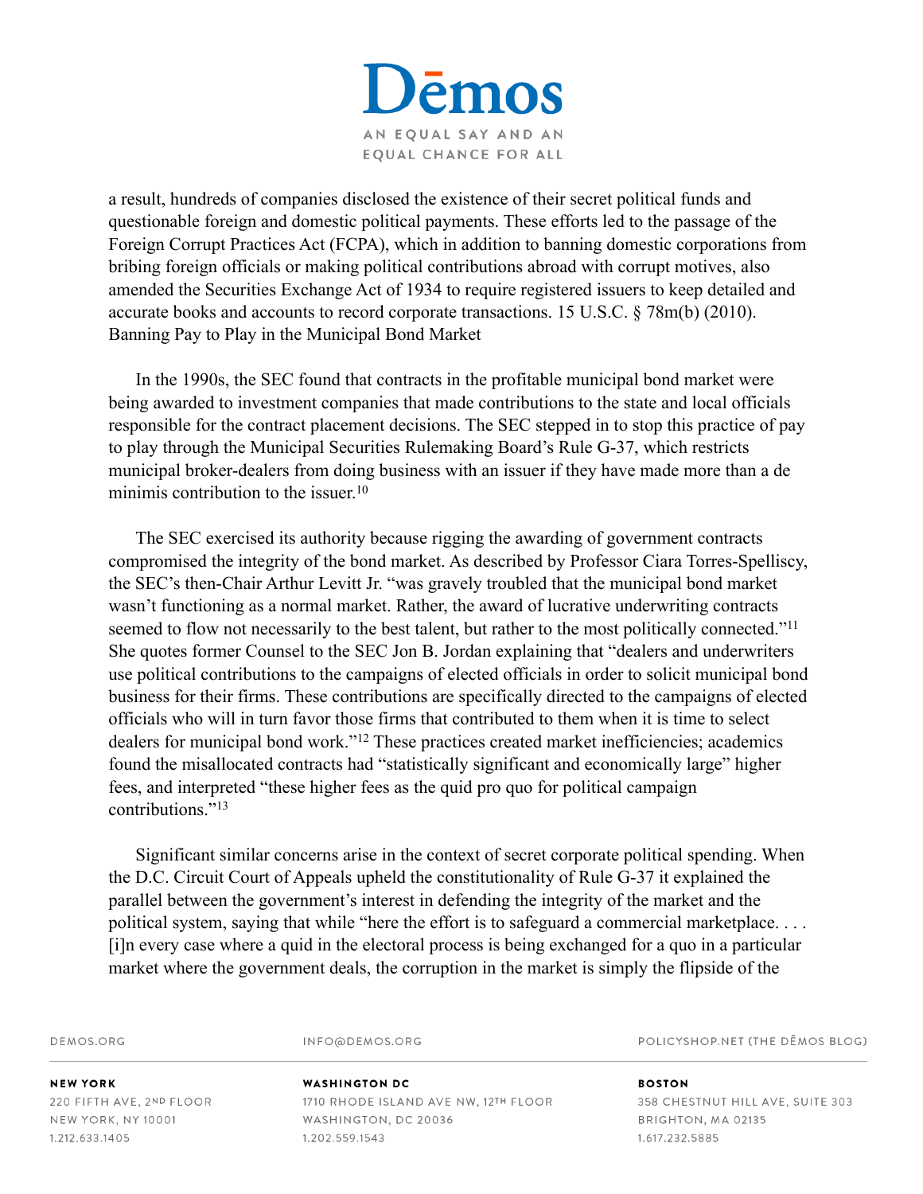a result, hundreds of companies disclosed the existence of their secret political funds and questionable foreign and domestic political payments. These efforts led to the passage of the Foreign Corrupt Practices Act (FCPA), which in addition to banning domestic corporations from bribing foreign officials or making political contributions abroad with corrupt motives, also amended the Securities Exchange Act of 1934 to require registered issuers to keep detailed and accurate books and accounts to record corporate transactions. 15 U.S.C. § 78m(b) (2010).

Banning Pay to Play in the Municipal Bond Market

In the 1990s, the SEC found that contracts in the profitable municipal bond market were being awarded to investment companies that made contributions to the state and local officials responsible for the contract placement decisions. The SEC stepped in to stop this practice of pay to play through the Municipal Securities Rulemaking Board's Rule G-37, which restricts municipal broker-dealers from doing business with an issuer if they have made more than a de minimis contribution to the issuer.[10]

The SEC exercised its authority because rigging the awarding of government contracts compromised the integrity of the bond market. As described by Professor Ciara Torres-Spelliscy, the SEC's then-Chair Arthur Levitt Jr. "was gravely troubled that the municipal bond market wasn't functioning as a normal market. Rather, the award of lucrative underwriting contracts seemed to flow not necessarily to the best talent, but rather to the most politically connected."[11] She quotes former Counsel to the SEC Jon B. Jordan explaining that "dealers and underwriters use political contributions to the campaigns of elected officials in order to solicit municipal bond business for their firms. These contributions are specifically directed to the campaigns of elected officials who will in turn favor those firms that contributed to them when it is time to select dealers for municipal bond work."[12] These practices created market inefficiencies; academics found the misallocated contracts had "statistically significant and economically large" higher fees, and interpreted "these higher fees as the quid pro quo for political campaign contributions."[13]

Significant similar concerns arise in the context of secret corporate political spending. When the D.C. Circuit Court of Appeals upheld the constitutionality of Rule G-37 it explained the parallel between the government's interest in defending the integrity of the market and the political system, saying that while "here the effort is to safeguard a commercial marketplace. . . . [i]n every case where a quid in the electoral process is being exchanged for a quo in a particular market where the government deals, the corruption in the market is simply the flipside of the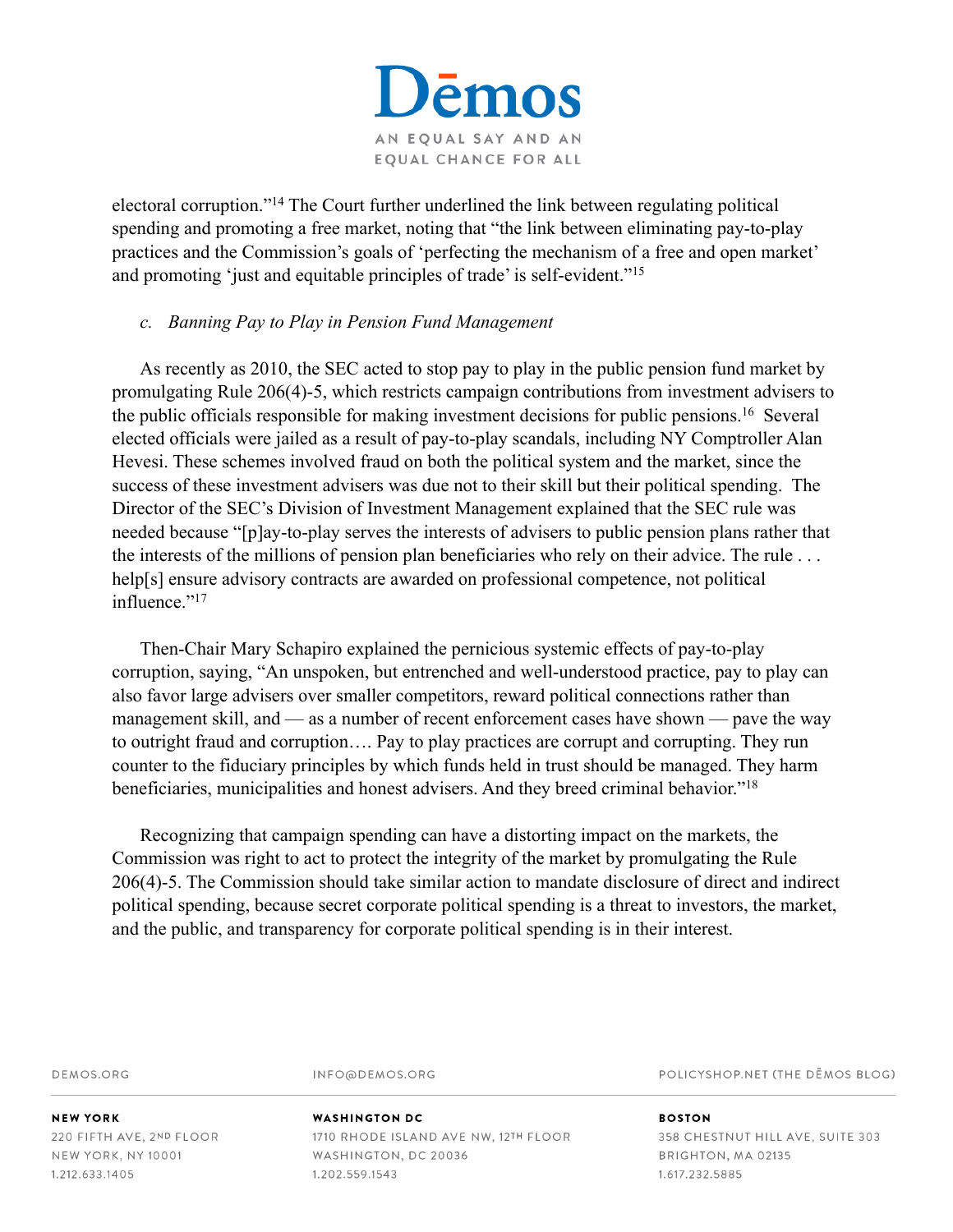electoral corruption."[14] The Court further underlined the link between regulating political spending and promoting a free market, noting that "the link between eliminating pay-to-play practices and the Commission's goals of 'perfecting the mechanism of a free and open market' and promoting 'just and equitable principles of trade' is self-evident."[15]

### *c. Banning Pay to Play in Pension Fund Management*

As recently as 2010, the SEC acted to stop pay to play in the public pension fund market by promulgating Rule 206(4)-5, which restricts campaign contributions from investment advisers to the public officials responsible for making investment decisions for public pensions.[16] Several elected officials were jailed as a result of pay-to-play scandals, including NY Comptroller Alan Hevesi. These schemes involved fraud on both the political system and the market, since the success of these investment advisers was due not to their skill but their political spending. The Director of the SEC's Division of Investment Management explained that the SEC rule was needed because "[p]ay-to-play serves the interests of advisers to public pension plans rather that the interests of the millions of pension plan beneficiaries who rely on their advice. The rule . . . help[s] ensure advisory contracts are awarded on professional competence, not political influence."[17]

Then-Chair Mary Schapiro explained the pernicious systemic effects of pay-to-play corruption, saying, "An unspoken, but entrenched and well-understood practice, pay to play can also favor large advisers over smaller competitors, reward political connections rather than management skill, and — as a number of recent enforcement cases have shown — pave the way to outright fraud and corruption…. Pay to play practices are corrupt and corrupting. They run counter to the fiduciary principles by which funds held in trust should be managed. They harm beneficiaries, municipalities and honest advisers. And they breed criminal behavior."[18]

Recognizing that campaign spending can have a distorting impact on the markets, the Commission was right to act to protect the integrity of the market by promulgating the Rule 206(4)-5. The Commission should take similar action to mandate disclosure of direct and indirect political spending, because secret corporate political spending is a threat to investors, the market, and the public, and transparency for corporate political spending is in their interest.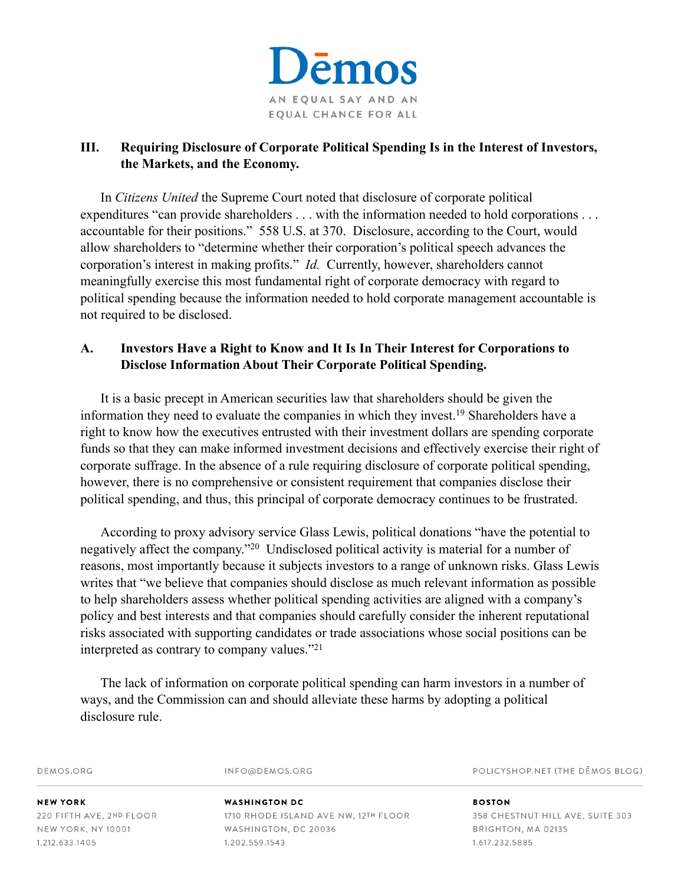## III. Requiring Disclosure of Corporate Political Spending Is in the Interest of Investors, the Markets, and the Economy.

In *Citizens United* the Supreme Court noted that disclosure of corporate political expenditures "can provide shareholders . . . with the information needed to hold corporations . . . accountable for their positions." 558 U.S. at 370. Disclosure, according to the Court, would allow shareholders to "determine whether their corporation's political speech advances the corporation's interest in making profits." *Id.* Currently, however, shareholders cannot meaningfully exercise this most fundamental right of corporate democracy with regard to political spending because the information needed to hold corporate management accountable is not required to be disclosed.

### A. Investors Have a Right to Know and It Is In Their Interest for Corporations to Disclose Information About Their Corporate Political Spending.

It is a basic precept in American securities law that shareholders should be given the information they need to evaluate the companies in which they invest.[19] Shareholders have a right to know how the executives entrusted with their investment dollars are spending corporate funds so that they can make informed investment decisions and effectively exercise their right of corporate suffrage. In the absence of a rule requiring disclosure of corporate political spending, however, there is no comprehensive or consistent requirement that companies disclose their political spending, and thus, this principal of corporate democracy continues to be frustrated.

According to proxy advisory service Glass Lewis, political donations "have the potential to negatively affect the company."[20] Undisclosed political activity is material for a number of reasons, most importantly because it subjects investors to a range of unknown risks. Glass Lewis writes that "we believe that companies should disclose as much relevant information as possible to help shareholders assess whether political spending activities are aligned with a company's policy and best interests and that companies should carefully consider the inherent reputational risks associated with supporting candidates or trade associations whose social positions can be interpreted as contrary to company values."[21]

The lack of information on corporate political spending can harm investors in a number of ways, and the Commission can and should alleviate these harms by adopting a political disclosure rule.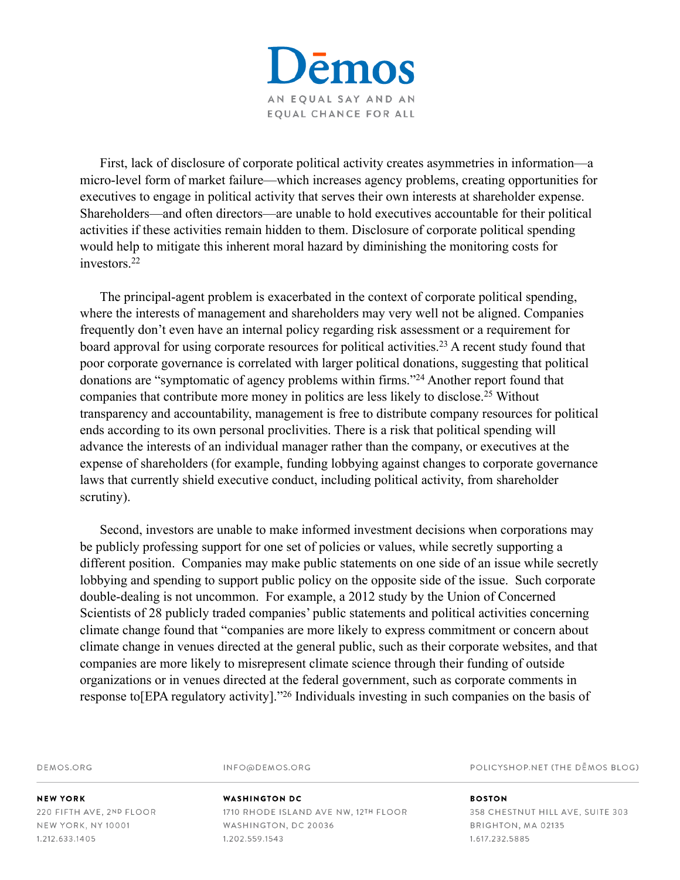First, lack of disclosure of corporate political activity creates asymmetries in information—a micro-level form of market failure—which increases agency problems, creating opportunities for executives to engage in political activity that serves their own interests at shareholder expense. Shareholders—and often directors—are unable to hold executives accountable for their political activities if these activities remain hidden to them. Disclosure of corporate political spending would help to mitigate this inherent moral hazard by diminishing the monitoring costs for investors.[22]

The principal-agent problem is exacerbated in the context of corporate political spending, where the interests of management and shareholders may very well not be aligned. Companies frequently don't even have an internal policy regarding risk assessment or a requirement for board approval for using corporate resources for political activities.[23] A recent study found that poor corporate governance is correlated with larger political donations, suggesting that political donations are "symptomatic of agency problems within firms."[24] Another report found that companies that contribute more money in politics are less likely to disclose.[25] Without transparency and accountability, management is free to distribute company resources for political ends according to its own personal proclivities. There is a risk that political spending will advance the interests of an individual manager rather than the company, or executives at the expense of shareholders (for example, funding lobbying against changes to corporate governance laws that currently shield executive conduct, including political activity, from shareholder scrutiny).

Second, investors are unable to make informed investment decisions when corporations may be publicly professing support for one set of policies or values, while secretly supporting a different position. Companies may make public statements on one side of an issue while secretly lobbying and spending to support public policy on the opposite side of the issue. Such corporate double-dealing is not uncommon. For example, a 2012 study by the Union of Concerned Scientists of 28 publicly traded companies' public statements and political activities concerning climate change found that "companies are more likely to express commitment or concern about climate change in venues directed at the general public, such as their corporate websites, and that companies are more likely to misrepresent climate science through their funding of outside organizations or in venues directed at the federal government, such as corporate comments in response to[EPA regulatory activity]."[26] Individuals investing in such companies on the basis of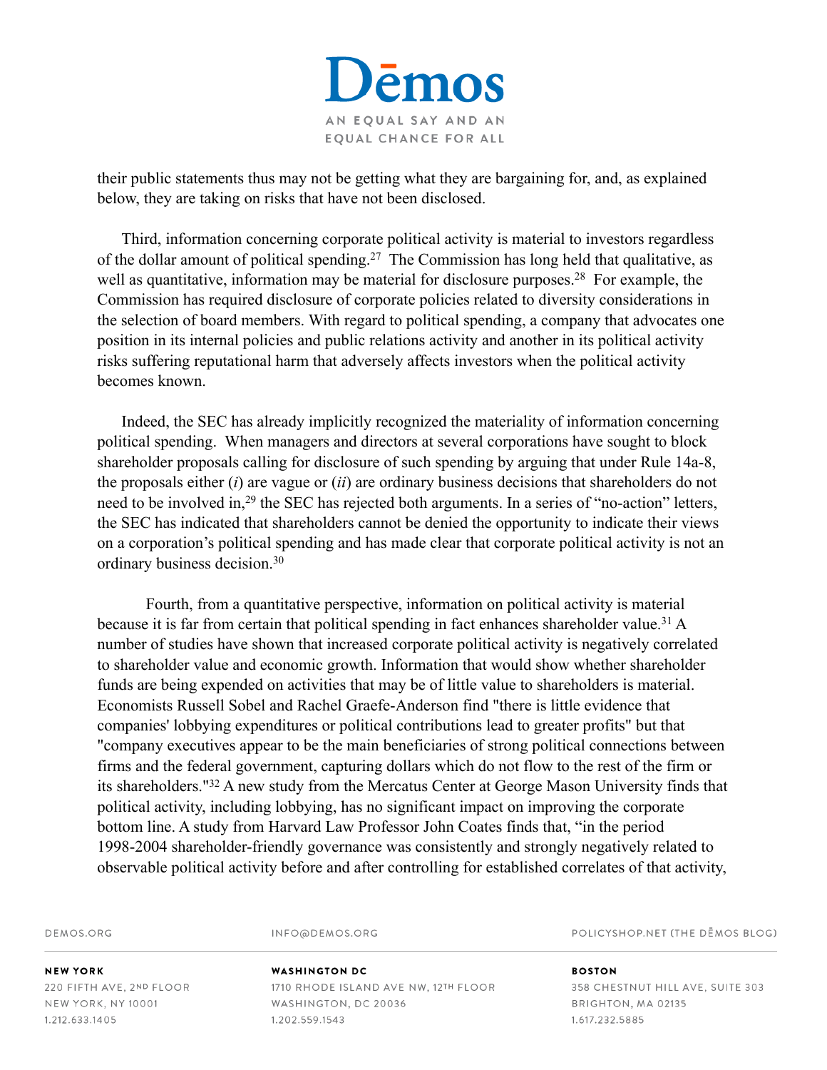their public statements thus may not be getting what they are bargaining for, and, as explained below, they are taking on risks that have not been disclosed.

Third, information concerning corporate political activity is material to investors regardless of the dollar amount of political spending.[27] The Commission has long held that qualitative, as well as quantitative, information may be material for disclosure purposes.[28] For example, the Commission has required disclosure of corporate policies related to diversity considerations in the selection of board members. With regard to political spending, a company that advocates one position in its internal policies and public relations activity and another in its political activity risks suffering reputational harm that adversely affects investors when the political activity becomes known.

Indeed, the SEC has already implicitly recognized the materiality of information concerning political spending. When managers and directors at several corporations have sought to block shareholder proposals calling for disclosure of such spending by arguing that under Rule 14a-8, the proposals either (*i*) are vague or (*ii*) are ordinary business decisions that shareholders do not need to be involved in,[29] the SEC has rejected both arguments. In a series of "no-action" letters, the SEC has indicated that shareholders cannot be denied the opportunity to indicate their views on a corporation's political spending and has made clear that corporate political activity is not an ordinary business decision.[30]

Fourth, from a quantitative perspective, information on political activity is material because it is far from certain that political spending in fact enhances shareholder value.[31] A number of studies have shown that increased corporate political activity is negatively correlated to shareholder value and economic growth. Information that would show whether shareholder funds are being expended on activities that may be of little value to shareholders is material. Economists Russell Sobel and Rachel Graefe-Anderson find "there is little evidence that companies' lobbying expenditures or political contributions lead to greater profits" but that "company executives appear to be the main beneficiaries of strong political connections between firms and the federal government, capturing dollars which do not flow to the rest of the firm or its shareholders."[32] A new study from the Mercatus Center at George Mason University finds that political activity, including lobbying, has no significant impact on improving the corporate bottom line. A study from Harvard Law Professor John Coates finds that, "in the period 1998-2004 shareholder-friendly governance was consistently and strongly negatively related to observable political activity before and after controlling for established correlates of that activity,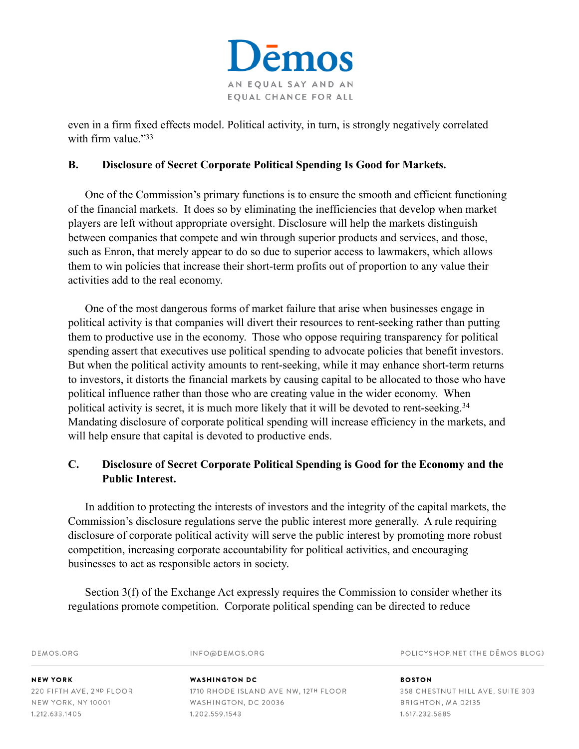even in a firm fixed effects model. Political activity, in turn, is strongly negatively correlated with firm value."[33]

**B. Disclosure of Secret Corporate Political Spending Is Good for Markets.**

One of the Commission's primary functions is to ensure the smooth and efficient functioning of the financial markets. It does so by eliminating the inefficiencies that develop when market players are left without appropriate oversight. Disclosure will help the markets distinguish between companies that compete and win through superior products and services, and those, such as Enron, that merely appear to do so due to superior access to lawmakers, which allows them to win policies that increase their short-term profits out of proportion to any value their activities add to the real economy.

One of the most dangerous forms of market failure that arise when businesses engage in political activity is that companies will divert their resources to rent-seeking rather than putting them to productive use in the economy. Those who oppose requiring transparency for political spending assert that executives use political spending to advocate policies that benefit investors. But when the political activity amounts to rent-seeking, while it may enhance short-term returns to investors, it distorts the financial markets by causing capital to be allocated to those who have political influence rather than those who are creating value in the wider economy. When political activity is secret, it is much more likely that it will be devoted to rent-seeking.[34] Mandating disclosure of corporate political spending will increase efficiency in the markets, and will help ensure that capital is devoted to productive ends.

**C. Disclosure of Secret Corporate Political Spending is Good for the Economy and the Public Interest.**

In addition to protecting the interests of investors and the integrity of the capital markets, the Commission's disclosure regulations serve the public interest more generally. A rule requiring disclosure of corporate political activity will serve the public interest by promoting more robust competition, increasing corporate accountability for political activities, and encouraging businesses to act as responsible actors in society.

Section 3(f) of the Exchange Act expressly requires the Commission to consider whether its regulations promote competition. Corporate political spending can be directed to reduce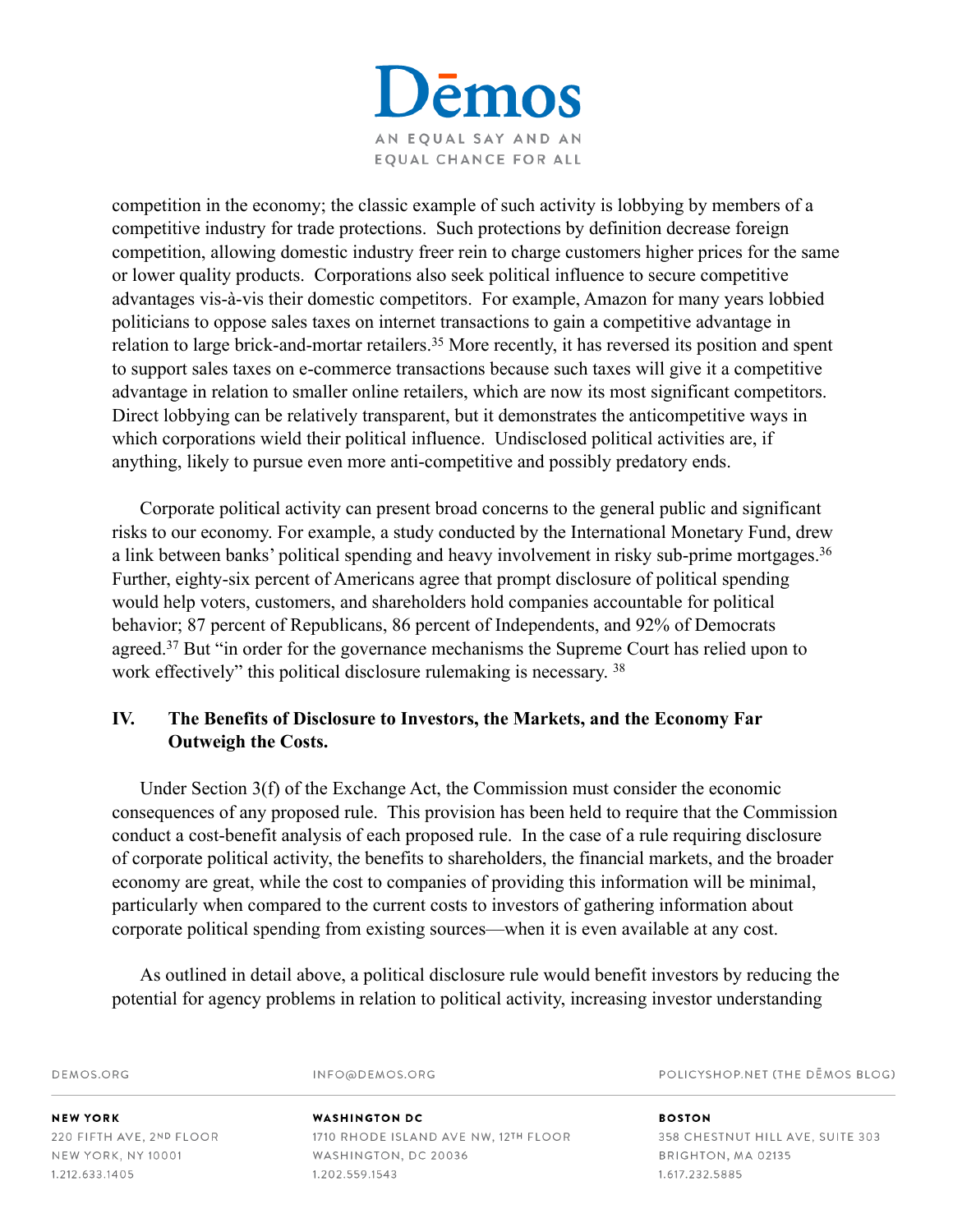competition in the economy; the classic example of such activity is lobbying by members of a competitive industry for trade protections. Such protections by definition decrease foreign competition, allowing domestic industry freer rein to charge customers higher prices for the same or lower quality products. Corporations also seek political influence to secure competitive advantages vis-à-vis their domestic competitors. For example, Amazon for many years lobbied politicians to oppose sales taxes on internet transactions to gain a competitive advantage in relation to large brick-and-mortar retailers.[35] More recently, it has reversed its position and spent to support sales taxes on e-commerce transactions because such taxes will give it a competitive advantage in relation to smaller online retailers, which are now its most significant competitors. Direct lobbying can be relatively transparent, but it demonstrates the anticompetitive ways in which corporations wield their political influence. Undisclosed political activities are, if anything, likely to pursue even more anti-competitive and possibly predatory ends.

Corporate political activity can present broad concerns to the general public and significant risks to our economy. For example, a study conducted by the International Monetary Fund, drew a link between banks' political spending and heavy involvement in risky sub-prime mortgages.[36] Further, eighty-six percent of Americans agree that prompt disclosure of political spending would help voters, customers, and shareholders hold companies accountable for political behavior; 87 percent of Republicans, 86 percent of Independents, and 92% of Democrats agreed.[37] But "in order for the governance mechanisms the Supreme Court has relied upon to work effectively" this political disclosure rulemaking is necessary. [38]

## IV. The Benefits of Disclosure to Investors, the Markets, and the Economy Far Outweigh the Costs.

Under Section 3(f) of the Exchange Act, the Commission must consider the economic consequences of any proposed rule. This provision has been held to require that the Commission conduct a cost-benefit analysis of each proposed rule. In the case of a rule requiring disclosure of corporate political activity, the benefits to shareholders, the financial markets, and the broader economy are great, while the cost to companies of providing this information will be minimal, particularly when compared to the current costs to investors of gathering information about corporate political spending from existing sources—when it is even available at any cost.

As outlined in detail above, a political disclosure rule would benefit investors by reducing the potential for agency problems in relation to political activity, increasing investor understanding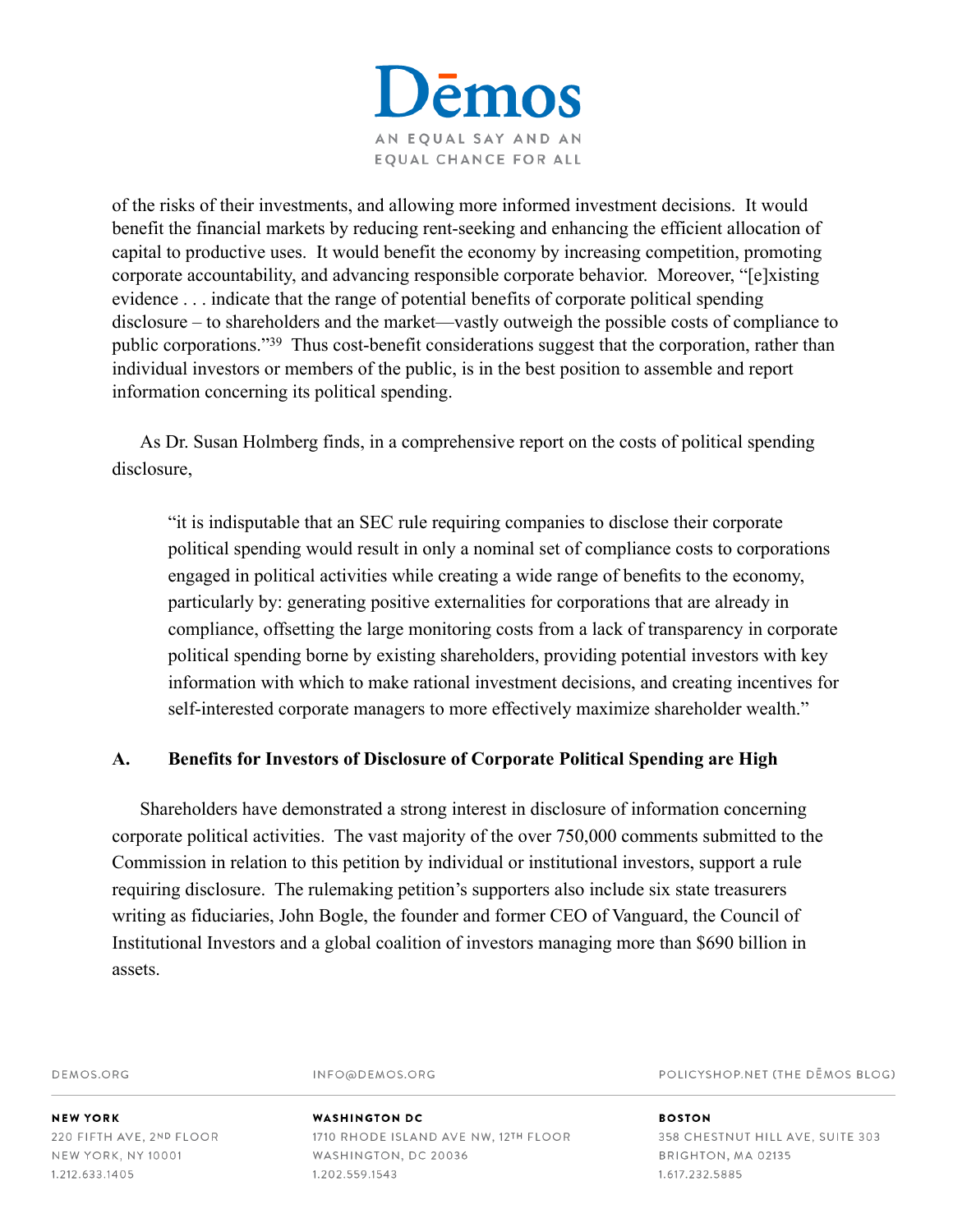of the risks of their investments, and allowing more informed investment decisions. It would benefit the financial markets by reducing rent-seeking and enhancing the efficient allocation of capital to productive uses. It would benefit the economy by increasing competition, promoting corporate accountability, and advancing responsible corporate behavior. Moreover, "[e]xisting evidence . . . indicate that the range of potential benefits of corporate political spending disclosure – to shareholders and the market—vastly outweigh the possible costs of compliance to public corporations."[39] Thus cost-benefit considerations suggest that the corporation, rather than individual investors or members of the public, is in the best position to assemble and report information concerning its political spending.

As Dr. Susan Holmberg finds, in a comprehensive report on the costs of political spending disclosure,

> "it is indisputable that an SEC rule requiring companies to disclose their corporate political spending would result in only a nominal set of compliance costs to corporations engaged in political activities while creating a wide range of benefits to the economy, particularly by: generating positive externalities for corporations that are already in compliance, offsetting the large monitoring costs from a lack of transparency in corporate political spending borne by existing shareholders, providing potential investors with key information with which to make rational investment decisions, and creating incentives for self-interested corporate managers to more effectively maximize shareholder wealth."

### A. Benefits for Investors of Disclosure of Corporate Political Spending are High

Shareholders have demonstrated a strong interest in disclosure of information concerning corporate political activities. The vast majority of the over 750,000 comments submitted to the Commission in relation to this petition by individual or institutional investors, support a rule requiring disclosure. The rulemaking petition's supporters also include six state treasurers writing as fiduciaries, John Bogle, the founder and former CEO of Vanguard, the Council of Institutional Investors and a global coalition of investors managing more than $690 billion in assets.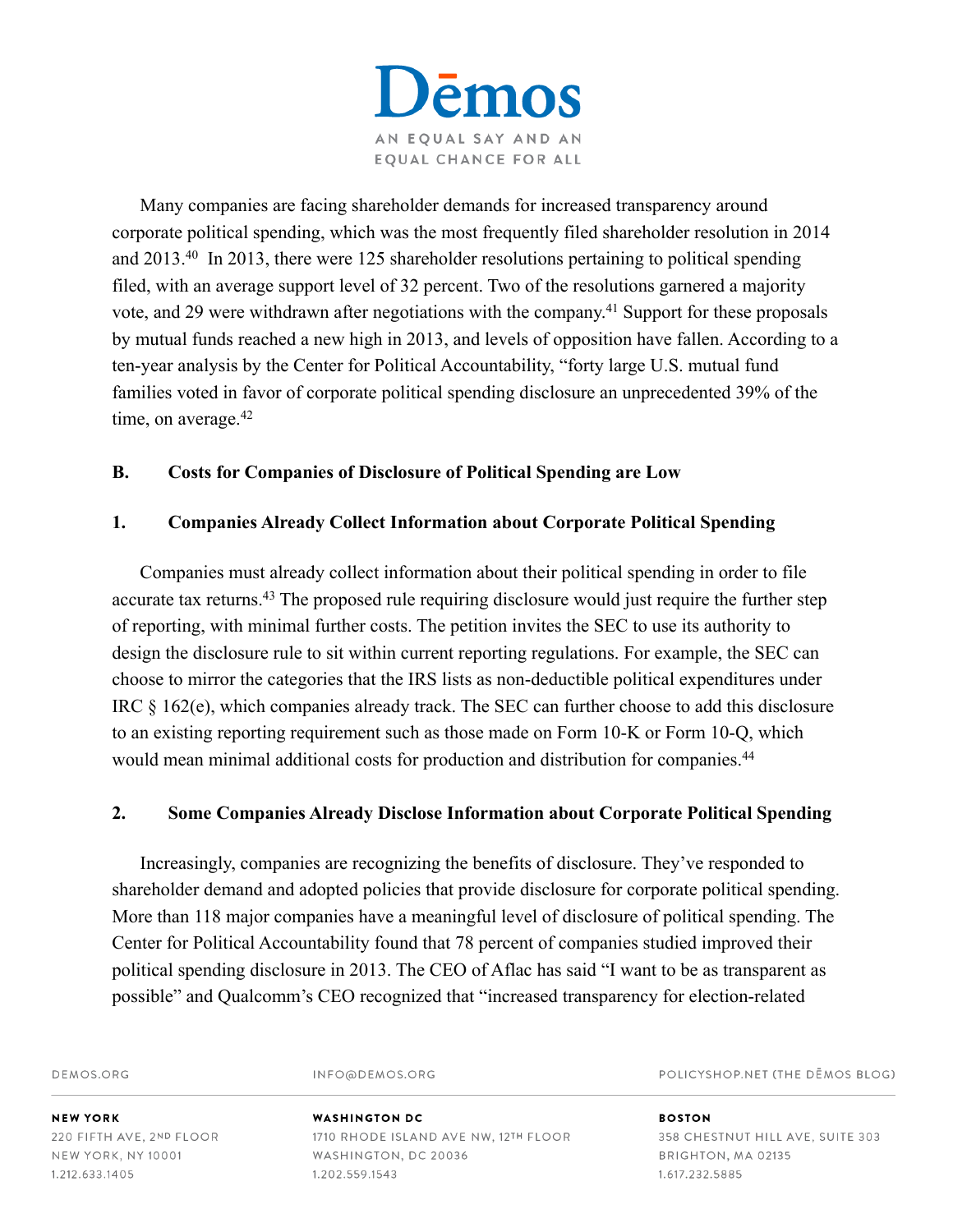Many companies are facing shareholder demands for increased transparency around corporate political spending, which was the most frequently filed shareholder resolution in 2014 and 2013.[40] In 2013, there were 125 shareholder resolutions pertaining to political spending filed, with an average support level of 32 percent. Two of the resolutions garnered a majority vote, and 29 were withdrawn after negotiations with the company.[41] Support for these proposals by mutual funds reached a new high in 2013, and levels of opposition have fallen. According to a ten-year analysis by the Center for Political Accountability, "forty large U.S. mutual fund families voted in favor of corporate political spending disclosure an unprecedented 39% of the time, on average.[42]

### B. Costs for Companies of Disclosure of Political Spending are Low

#### 1. Companies Already Collect Information about Corporate Political Spending

Companies must already collect information about their political spending in order to file accurate tax returns.[43] The proposed rule requiring disclosure would just require the further step of reporting, with minimal further costs. The petition invites the SEC to use its authority to design the disclosure rule to sit within current reporting regulations. For example, the SEC can choose to mirror the categories that the IRS lists as non-deductible political expenditures under IRC § 162(e), which companies already track. The SEC can further choose to add this disclosure to an existing reporting requirement such as those made on Form 10-K or Form 10-Q, which would mean minimal additional costs for production and distribution for companies.[44]

#### 2. Some Companies Already Disclose Information about Corporate Political Spending

Increasingly, companies are recognizing the benefits of disclosure. They've responded to shareholder demand and adopted policies that provide disclosure for corporate political spending. More than 118 major companies have a meaningful level of disclosure of political spending. The Center for Political Accountability found that 78 percent of companies studied improved their political spending disclosure in 2013. The CEO of Aflac has said "I want to be as transparent as possible" and Qualcomm's CEO recognized that "increased transparency for election-related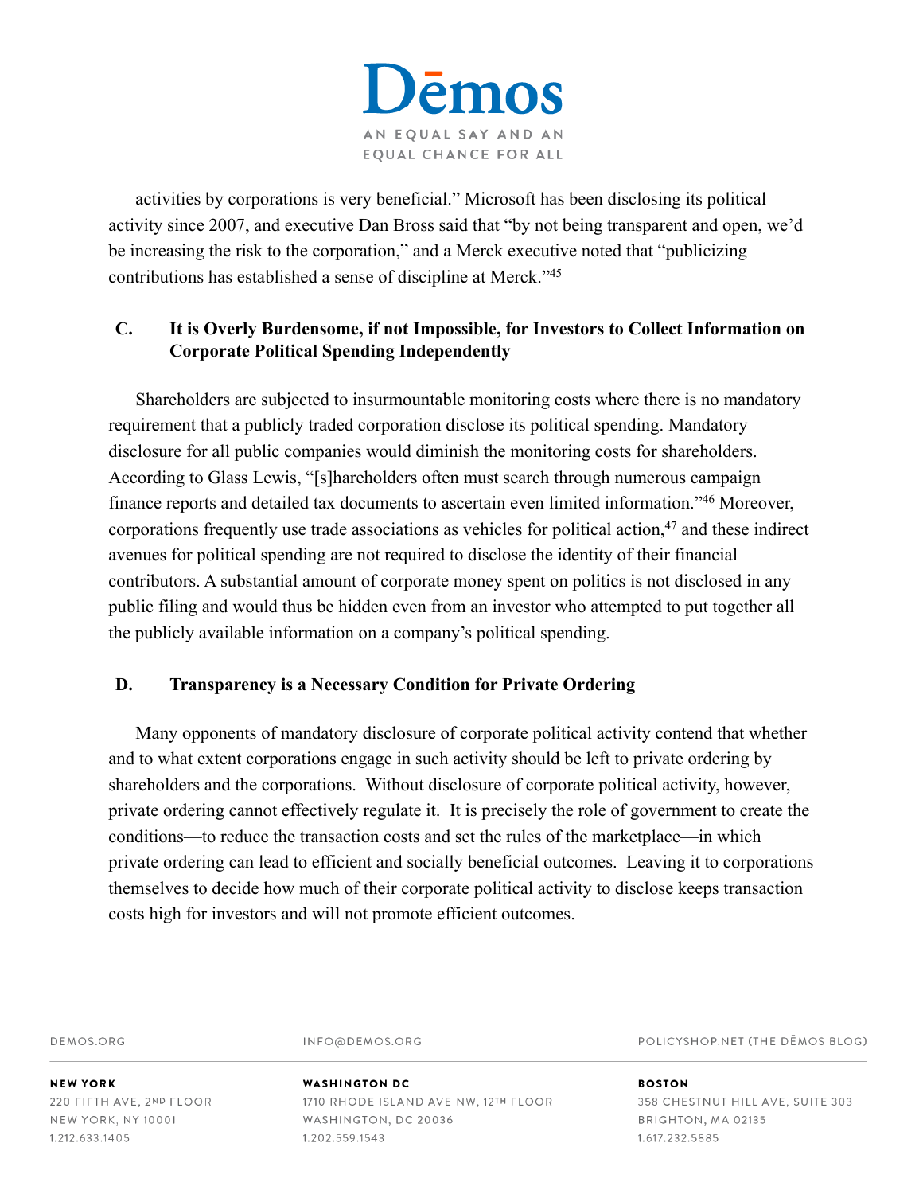activities by corporations is very beneficial." Microsoft has been disclosing its political activity since 2007, and executive Dan Bross said that "by not being transparent and open, we'd be increasing the risk to the corporation," and a Merck executive noted that "publicizing contributions has established a sense of discipline at Merck."[45]

### C. It is Overly Burdensome, if not Impossible, for Investors to Collect Information on Corporate Political Spending Independently

Shareholders are subjected to insurmountable monitoring costs where there is no mandatory requirement that a publicly traded corporation disclose its political spending. Mandatory disclosure for all public companies would diminish the monitoring costs for shareholders. According to Glass Lewis, "[s]hareholders often must search through numerous campaign finance reports and detailed tax documents to ascertain even limited information."[46] Moreover, corporations frequently use trade associations as vehicles for political action,[47] and these indirect avenues for political spending are not required to disclose the identity of their financial contributors. A substantial amount of corporate money spent on politics is not disclosed in any public filing and would thus be hidden even from an investor who attempted to put together all the publicly available information on a company's political spending.

### D. Transparency is a Necessary Condition for Private Ordering

Many opponents of mandatory disclosure of corporate political activity contend that whether and to what extent corporations engage in such activity should be left to private ordering by shareholders and the corporations. Without disclosure of corporate political activity, however, private ordering cannot effectively regulate it. It is precisely the role of government to create the conditions—to reduce the transaction costs and set the rules of the marketplace—in which private ordering can lead to efficient and socially beneficial outcomes. Leaving it to corporations themselves to decide how much of their corporate political activity to disclose keeps transaction costs high for investors and will not promote efficient outcomes.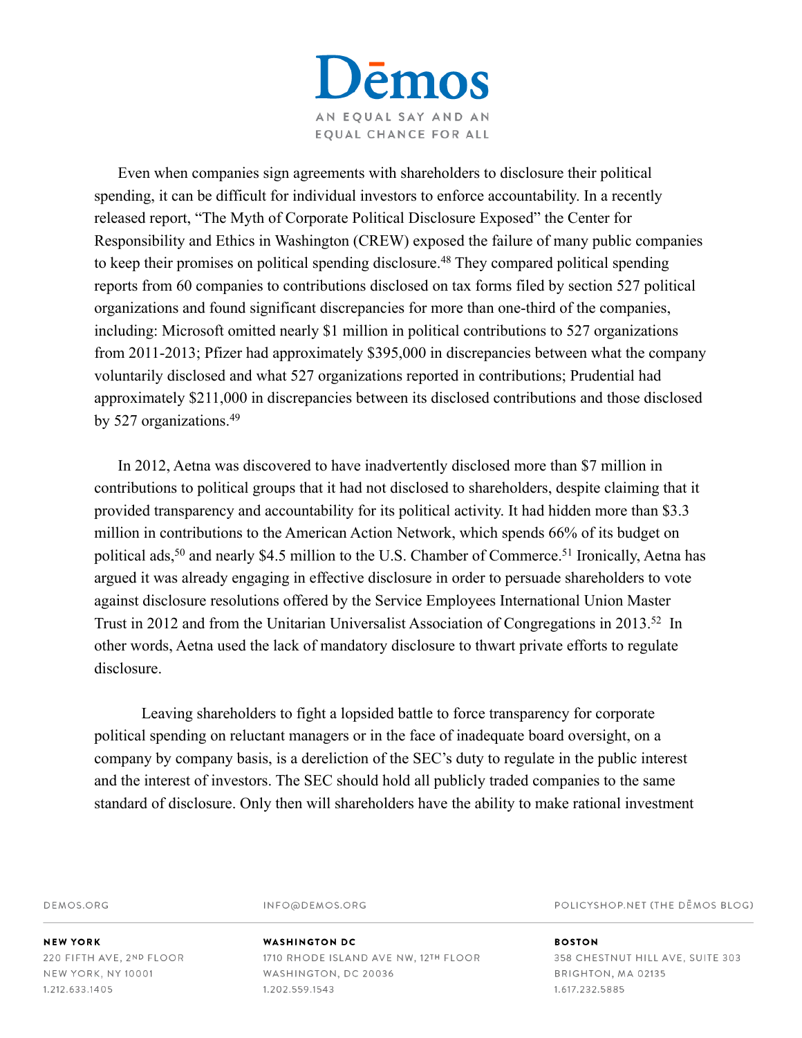Even when companies sign agreements with shareholders to disclosure their political spending, it can be difficult for individual investors to enforce accountability. In a recently released report, "The Myth of Corporate Political Disclosure Exposed" the Center for Responsibility and Ethics in Washington (CREW) exposed the failure of many public companies to keep their promises on political spending disclosure.[48] They compared political spending reports from 60 companies to contributions disclosed on tax forms filed by section 527 political organizations and found significant discrepancies for more than one-third of the companies, including: Microsoft omitted nearly $1 million in political contributions to 527 organizations from 2011-2013; Pfizer had approximately $395,000 in discrepancies between what the company voluntarily disclosed and what 527 organizations reported in contributions; Prudential had approximately $211,000 in discrepancies between its disclosed contributions and those disclosed by 527 organizations.[49]

In 2012, Aetna was discovered to have inadvertently disclosed more than $7 million in contributions to political groups that it had not disclosed to shareholders, despite claiming that it provided transparency and accountability for its political activity. It had hidden more than $3.3 million in contributions to the American Action Network, which spends 66% of its budget on political ads,[50] and nearly $4.5 million to the U.S. Chamber of Commerce.[51] Ironically, Aetna has argued it was already engaging in effective disclosure in order to persuade shareholders to vote against disclosure resolutions offered by the Service Employees International Union Master Trust in 2012 and from the Unitarian Universalist Association of Congregations in 2013.[52] In other words, Aetna used the lack of mandatory disclosure to thwart private efforts to regulate disclosure.

Leaving shareholders to fight a lopsided battle to force transparency for corporate political spending on reluctant managers or in the face of inadequate board oversight, on a company by company basis, is a dereliction of the SEC's duty to regulate in the public interest and the interest of investors. The SEC should hold all publicly traded companies to the same standard of disclosure. Only then will shareholders have the ability to make rational investment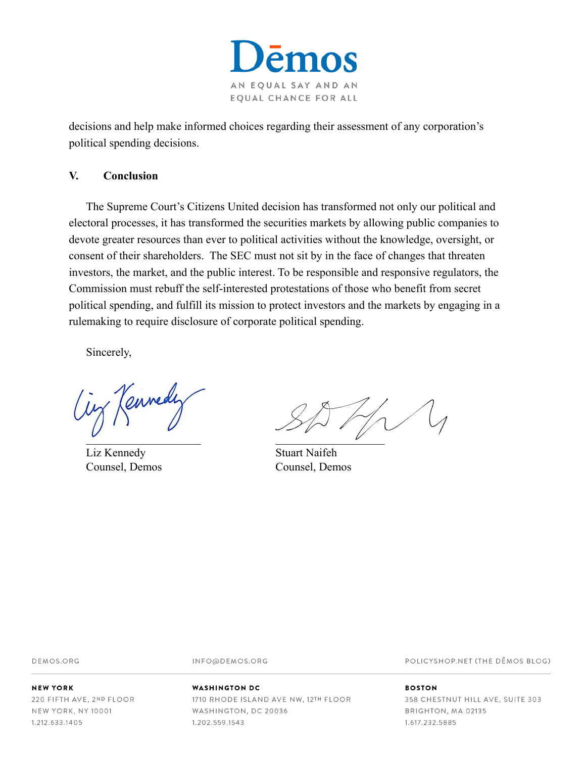decisions and help make informed choices regarding their assessment of any corporation's political spending decisions.

## V. Conclusion

The Supreme Court's Citizens United decision has transformed not only our political and electoral processes, it has transformed the securities markets by allowing public companies to devote greater resources than ever to political activities without the knowledge, oversight, or consent of their shareholders. The SEC must not sit by in the face of changes that threaten investors, the market, and the public interest. To be responsible and responsive regulators, the Commission must rebuff the self-interested protestations of those who benefit from secret political spending, and fulfill its mission to protect investors and the markets by engaging in a rulemaking to require disclosure of corporate political spending.

Sincerely,

Liz Kennedy
Counsel, Demos

Stuart Naifeh
Counsel, Demos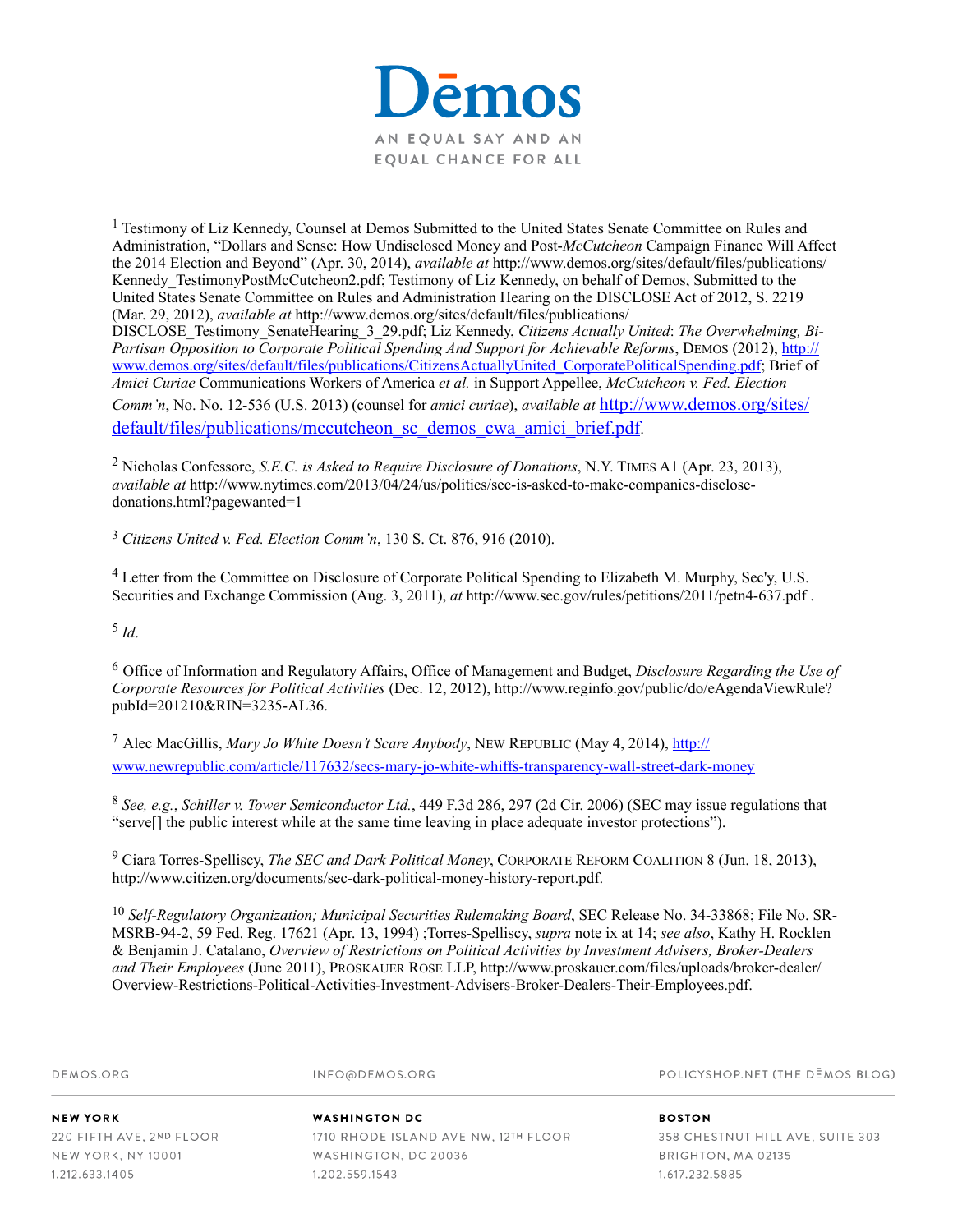[1] Testimony of Liz Kennedy, Counsel at Demos Submitted to the United States Senate Committee on Rules and Administration, "Dollars and Sense: How Undisclosed Money and Post-*McCutcheon* Campaign Finance Will Affect the 2014 Election and Beyond" (Apr. 30, 2014), *available at* http://www.demos.org/sites/default/files/publications/Kennedy_TestimonyPostMcCutcheon2.pdf; Testimony of Liz Kennedy, on behalf of Demos, Submitted to the United States Senate Committee on Rules and Administration Hearing on the DISCLOSE Act of 2012, S. 2219 (Mar. 29, 2012), *available at* http://www.demos.org/sites/default/files/publications/DISCLOSE_Testimony_SenateHearing_3_29.pdf; Liz Kennedy, *Citizens Actually United*: *The Overwhelming, Bi-Partisan Opposition to Corporate Political Spending And Support for Achievable Reforms*, DEMOS (2012), http://www.demos.org/sites/default/files/publications/CitizensActuallyUnited_CorporatePoliticalSpending.pdf; Brief of *Amici Curiae* Communications Workers of America *et al.* in Support Appellee, *McCutcheon v. Fed. Election Comm'n*, No. No. 12-536 (U.S. 2013) (counsel for *amici curiae*), *available at* http://www.demos.org/sites/default/files/publications/mccutcheon_sc_demos_cwa_amici_brief.pdf.

[2] Nicholas Confessore, *S.E.C. is Asked to Require Disclosure of Donations*, N.Y. TIMES A1 (Apr. 23, 2013), *available at* http://www.nytimes.com/2013/04/24/us/politics/sec-is-asked-to-make-companies-disclose-donations.html?pagewanted=1

[3] *Citizens United v. Fed. Election Comm'n*, 130 S. Ct. 876, 916 (2010).

[4] Letter from the Committee on Disclosure of Corporate Political Spending to Elizabeth M. Murphy, Sec'y, U.S. Securities and Exchange Commission (Aug. 3, 2011), *at* http://www.sec.gov/rules/petitions/2011/petn4-637.pdf .

[5] *Id*.

[6] Office of Information and Regulatory Affairs, Office of Management and Budget, *Disclosure Regarding the Use of Corporate Resources for Political Activities* (Dec. 12, 2012), http://www.reginfo.gov/public/do/eAgendaViewRule?pubId=201210&RIN=3235-AL36.

[7] Alec MacGillis, *Mary Jo White Doesn't Scare Anybody*, NEW REPUBLIC (May 4, 2014), http://www.newrepublic.com/article/117632/secs-mary-jo-white-whiffs-transparency-wall-street-dark-money

[8] *See, e.g.*, *Schiller v. Tower Semiconductor Ltd.*, 449 F.3d 286, 297 (2d Cir. 2006) (SEC may issue regulations that "serve[] the public interest while at the same time leaving in place adequate investor protections").

[9] Ciara Torres-Spelliscy, *The SEC and Dark Political Money*, CORPORATE REFORM COALITION 8 (Jun. 18, 2013), http://www.citizen.org/documents/sec-dark-political-money-history-report.pdf.

[10] *Self-Regulatory Organization; Municipal Securities Rulemaking Board*, SEC Release No. 34-33868; File No. SR-MSRB-94-2, 59 Fed. Reg. 17621 (Apr. 13, 1994) ;Torres-Spelliscy, *supra* note ix at 14; *see also*, Kathy H. Rocklen & Benjamin J. Catalano, *Overview of Restrictions on Political Activities by Investment Advisers, Broker-Dealers and Their Employees* (June 2011), PROSKAUER ROSE LLP, http://www.proskauer.com/files/uploads/broker-dealer/Overview-Restrictions-Political-Activities-Investment-Advisers-Broker-Dealers-Their-Employees.pdf.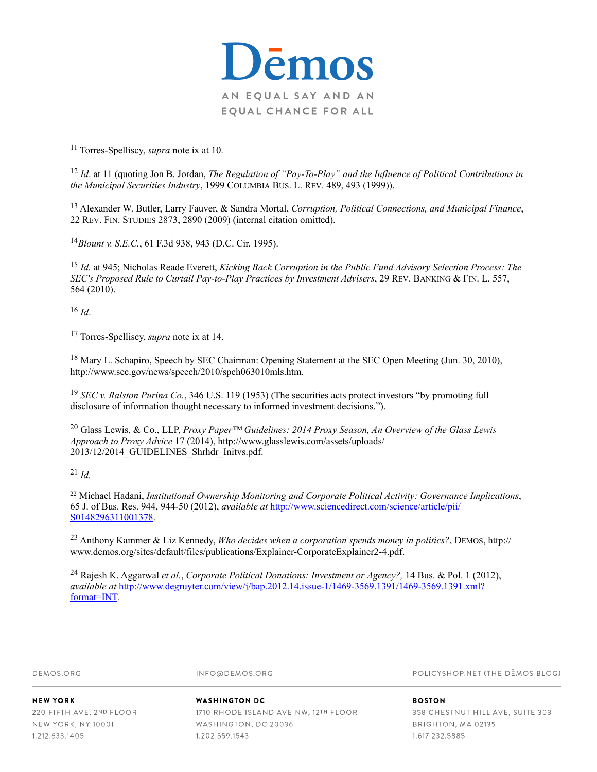[11] Torres-Spelliscy, *supra* note ix at 10.

[12] *Id*. at 11 (quoting Jon B. Jordan, *The Regulation of "Pay-To-Play" and the Influence of Political Contributions in the Municipal Securities Industry*, 1999 COLUMBIA BUS. L. REV. 489, 493 (1999)).

[13] Alexander W. Butler, Larry Fauver, & Sandra Mortal, *Corruption, Political Connections, and Municipal Finance*, 22 REV. FIN. STUDIES 2873, 2890 (2009) (internal citation omitted).

[14] *Blount v. S.E.C.*, 61 F.3d 938, 943 (D.C. Cir. 1995).

[15] *Id.* at 945; Nicholas Reade Everett, *Kicking Back Corruption in the Public Fund Advisory Selection Process: The SEC's Proposed Rule to Curtail Pay-to-Play Practices by Investment Advisers*, 29 REV. BANKING & FIN. L. 557, 564 (2010).

[16] *Id*.

[17] Torres-Spelliscy, *supra* note ix at 14.

[18] Mary L. Schapiro, Speech by SEC Chairman: Opening Statement at the SEC Open Meeting (Jun. 30, 2010), http://www.sec.gov/news/speech/2010/spch063010mls.htm.

[19] *SEC v. Ralston Purina Co.*, 346 U.S. 119 (1953) (The securities acts protect investors "by promoting full disclosure of information thought necessary to informed investment decisions.").

[20] Glass Lewis, & Co., LLP, *Proxy Paper™ Guidelines: 2014 Proxy Season, An Overview of the Glass Lewis Approach to Proxy Advice* 17 (2014), http://www.glasslewis.com/assets/uploads/2013/12/2014_GUIDELINES_Shrhdr_Initvs.pdf.

[21] *Id.*

[22] Michael Hadani, *Institutional Ownership Monitoring and Corporate Political Activity: Governance Implications*, 65 J. of Bus. Res. 944, 944-50 (2012), *available at* http://www.sciencedirect.com/science/article/pii/S0148296311001378.

[23] Anthony Kammer & Liz Kennedy, *Who decides when a corporation spends money in politics?*, DEMOS, http://www.demos.org/sites/default/files/publications/Explainer-CorporateExplainer2-4.pdf.

[24] Rajesh K. Aggarwal *et al.*, *Corporate Political Donations: Investment or Agency?,* 14 Bus. & Pol. 1 (2012), *available at* http://www.degruyter.com/view/j/bap.2012.14.issue-1/1469-3569.1391/1469-3569.1391.xml?format=INT.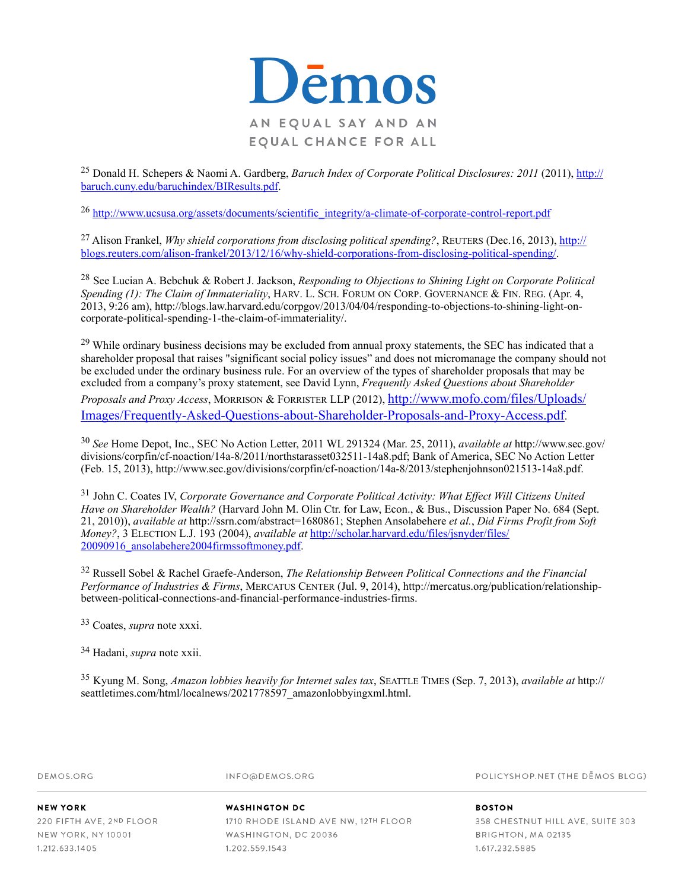[25] Donald H. Schepers & Naomi A. Gardberg, *Baruch Index of Corporate Political Disclosures: 2011* (2011), http://baruch.cuny.edu/baruchindex/BIResults.pdf.

[26] http://www.ucsusa.org/assets/documents/scientific_integrity/a-climate-of-corporate-control-report.pdf

[27] Alison Frankel, *Why shield corporations from disclosing political spending?*, REUTERS (Dec.16, 2013), http://blogs.reuters.com/alison-frankel/2013/12/16/why-shield-corporations-from-disclosing-political-spending/.

[28] See Lucian A. Bebchuk & Robert J. Jackson, *Responding to Objections to Shining Light on Corporate Political Spending (1): The Claim of Immateriality*, HARV. L. SCH. FORUM ON CORP. GOVERNANCE & FIN. REG. (Apr. 4, 2013, 9:26 am), http://blogs.law.harvard.edu/corpgov/2013/04/04/responding-to-objections-to-shining-light-on-corporate-political-spending-1-the-claim-of-immateriality/.

[29] While ordinary business decisions may be excluded from annual proxy statements, the SEC has indicated that a shareholder proposal that raises "significant social policy issues" and does not micromanage the company should not be excluded under the ordinary business rule. For an overview of the types of shareholder proposals that may be excluded from a company's proxy statement, see David Lynn, *Frequently Asked Questions about Shareholder Proposals and Proxy Access*, MORRISON & FORRISTER LLP (2012), http://www.mofo.com/files/Uploads/Images/Frequently-Asked-Questions-about-Shareholder-Proposals-and-Proxy-Access.pdf.

[30] *See* Home Depot, Inc., SEC No Action Letter, 2011 WL 291324 (Mar. 25, 2011), *available at* http://www.sec.gov/divisions/corpfin/cf-noaction/14a-8/2011/northstarasset032511-14a8.pdf; Bank of America, SEC No Action Letter (Feb. 15, 2013), http://www.sec.gov/divisions/corpfin/cf-noaction/14a-8/2013/stephenjohnson021513-14a8.pdf.

[31] John C. Coates IV, *Corporate Governance and Corporate Political Activity: What Effect Will Citizens United Have on Shareholder Wealth?* (Harvard John M. Olin Ctr. for Law, Econ., & Bus., Discussion Paper No. 684 (Sept. 21, 2010)), *available at* http://ssrn.com/abstract=1680861; Stephen Ansolabehere *et al.*, *Did Firms Profit from Soft Money?*, 3 ELECTION L.J. 193 (2004), *available at* http://scholar.harvard.edu/files/jsnyder/files/20090916_ansolabehere2004firmssoftmoney.pdf.

[32] Russell Sobel & Rachel Graefe-Anderson, *The Relationship Between Political Connections and the Financial Performance of Industries & Firms*, MERCATUS CENTER (Jul. 9, 2014), http://mercatus.org/publication/relationship-between-political-connections-and-financial-performance-industries-firms.

[33] Coates, *supra* note xxxi.

[34] Hadani, *supra* note xxii.

[35] Kyung M. Song, *Amazon lobbies heavily for Internet sales tax*, SEATTLE TIMES (Sep. 7, 2013), *available at* http://seattletimes.com/html/localnews/2021778597_amazonlobbyingxml.html.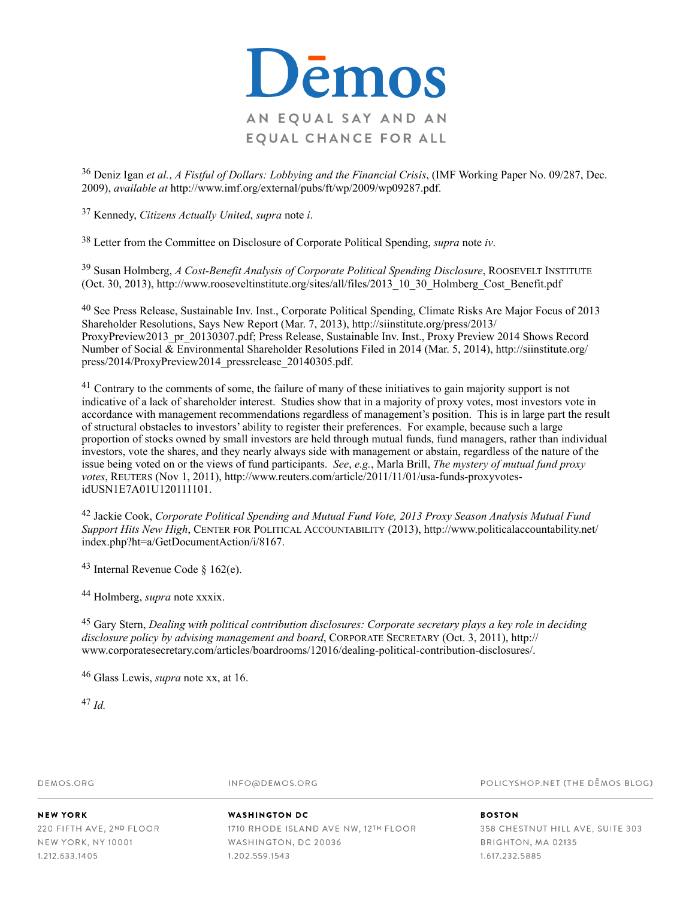[36] Deniz Igan *et al.*, *A Fistful of Dollars: Lobbying and the Financial Crisis*, (IMF Working Paper No. 09/287, Dec. 2009), *available at* http://www.imf.org/external/pubs/ft/wp/2009/wp09287.pdf.

[37] Kennedy, *Citizens Actually United*, *supra* note *i*.

[38] Letter from the Committee on Disclosure of Corporate Political Spending, *supra* note *iv*.

[39] Susan Holmberg, *A Cost-Benefit Analysis of Corporate Political Spending Disclosure*, ROOSEVELT INSTITUTE (Oct. 30, 2013), http://www.rooseveltinstitute.org/sites/all/files/2013_10_30_Holmberg_Cost_Benefit.pdf

[40] See Press Release, Sustainable Inv. Inst., Corporate Political Spending, Climate Risks Are Major Focus of 2013 Shareholder Resolutions, Says New Report (Mar. 7, 2013), http://siinstitute.org/press/2013/ProxyPreview2013_pr_20130307.pdf; Press Release, Sustainable Inv. Inst., Proxy Preview 2014 Shows Record Number of Social & Environmental Shareholder Resolutions Filed in 2014 (Mar. 5, 2014), http://siinstitute.org/press/2014/ProxyPreview2014_pressrelease_20140305.pdf.

[41] Contrary to the comments of some, the failure of many of these initiatives to gain majority support is not indicative of a lack of shareholder interest. Studies show that in a majority of proxy votes, most investors vote in accordance with management recommendations regardless of management's position. This is in large part the result of structural obstacles to investors' ability to register their preferences. For example, because such a large proportion of stocks owned by small investors are held through mutual funds, fund managers, rather than individual investors, vote the shares, and they nearly always side with management or abstain, regardless of the nature of the issue being voted on or the views of fund participants. *See*, *e.g.*, Marla Brill, *The mystery of mutual fund proxy votes*, REUTERS (Nov 1, 2011), http://www.reuters.com/article/2011/11/01/usa-funds-proxyvotes-idUSN1E7A01U120111101.

[42] Jackie Cook, *Corporate Political Spending and Mutual Fund Vote, 2013 Proxy Season Analysis Mutual Fund Support Hits New High*, CENTER FOR POLITICAL ACCOUNTABILITY (2013), http://www.politicalaccountability.net/index.php?ht=a/GetDocumentAction/i/8167.

[43] Internal Revenue Code § 162(e).

[44] Holmberg, *supra* note xxxix.

[45] Gary Stern, *Dealing with political contribution disclosures: Corporate secretary plays a key role in deciding disclosure policy by advising management and board*, CORPORATE SECRETARY (Oct. 3, 2011), http://www.corporatesecretary.com/articles/boardrooms/12016/dealing-political-contribution-disclosures/.

[46] Glass Lewis, *supra* note xx, at 16.

[47] *Id.*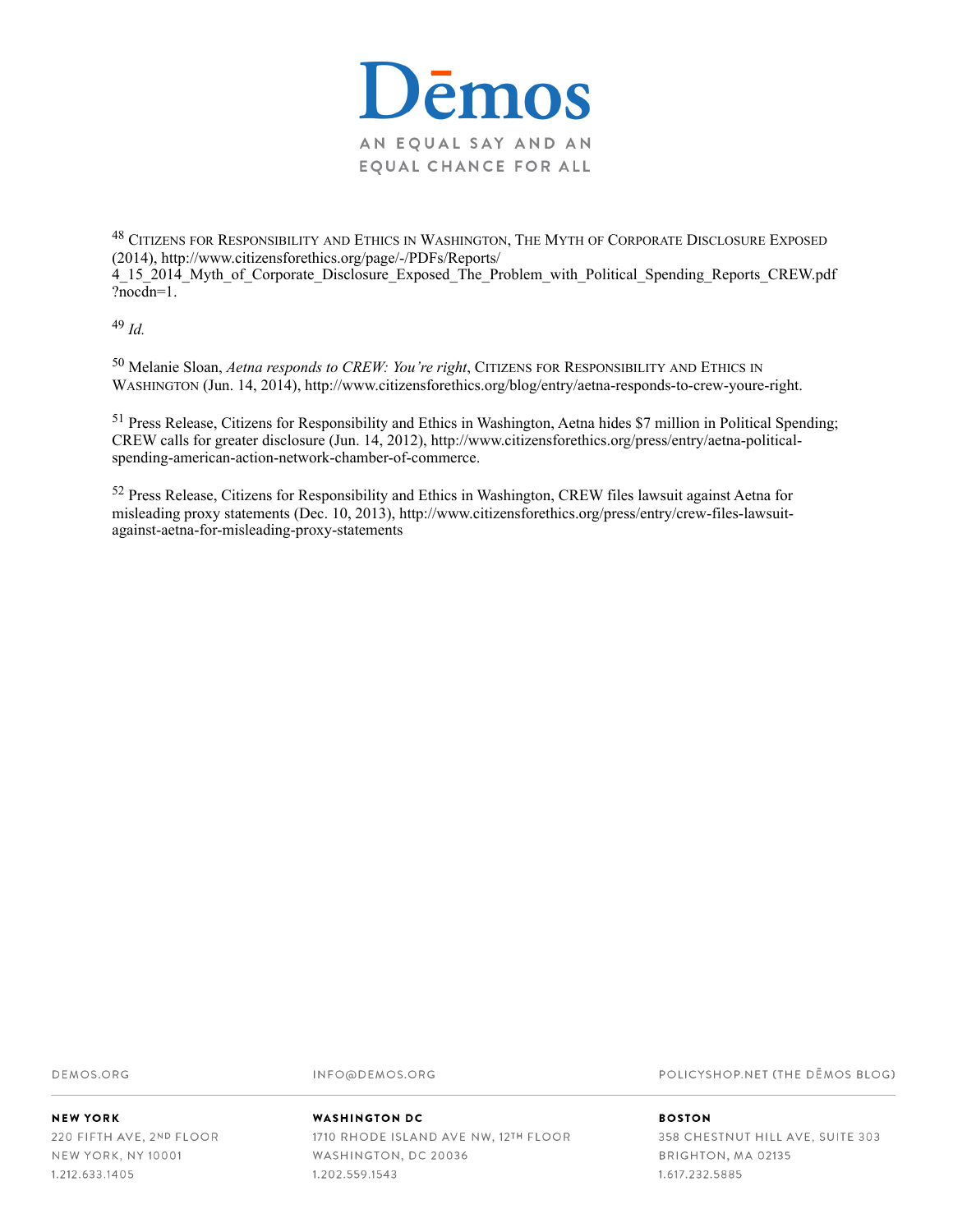[48] Citizens for Responsibility and Ethics in Washington, The Myth of Corporate Disclosure Exposed (2014), http://www.citizensforethics.org/page/-/PDFs/Reports/4_15_2014_Myth_of_Corporate_Disclosure_Exposed_The_Problem_with_Political_Spending_Reports_CREW.pdf?nocdn=1.

[49] *Id.*

[50] Melanie Sloan, *Aetna responds to CREW: You're right*, Citizens for Responsibility and Ethics in Washington (Jun. 14, 2014), http://www.citizensforethics.org/blog/entry/aetna-responds-to-crew-youre-right.

[51] Press Release, Citizens for Responsibility and Ethics in Washington, Aetna hides $7 million in Political Spending; CREW calls for greater disclosure (Jun. 14, 2012), http://www.citizensforethics.org/press/entry/aetna-political-spending-american-action-network-chamber-of-commerce.

[52] Press Release, Citizens for Responsibility and Ethics in Washington, CREW files lawsuit against Aetna for misleading proxy statements (Dec. 10, 2013), http://www.citizensforethics.org/press/entry/crew-files-lawsuit-against-aetna-for-misleading-proxy-statements